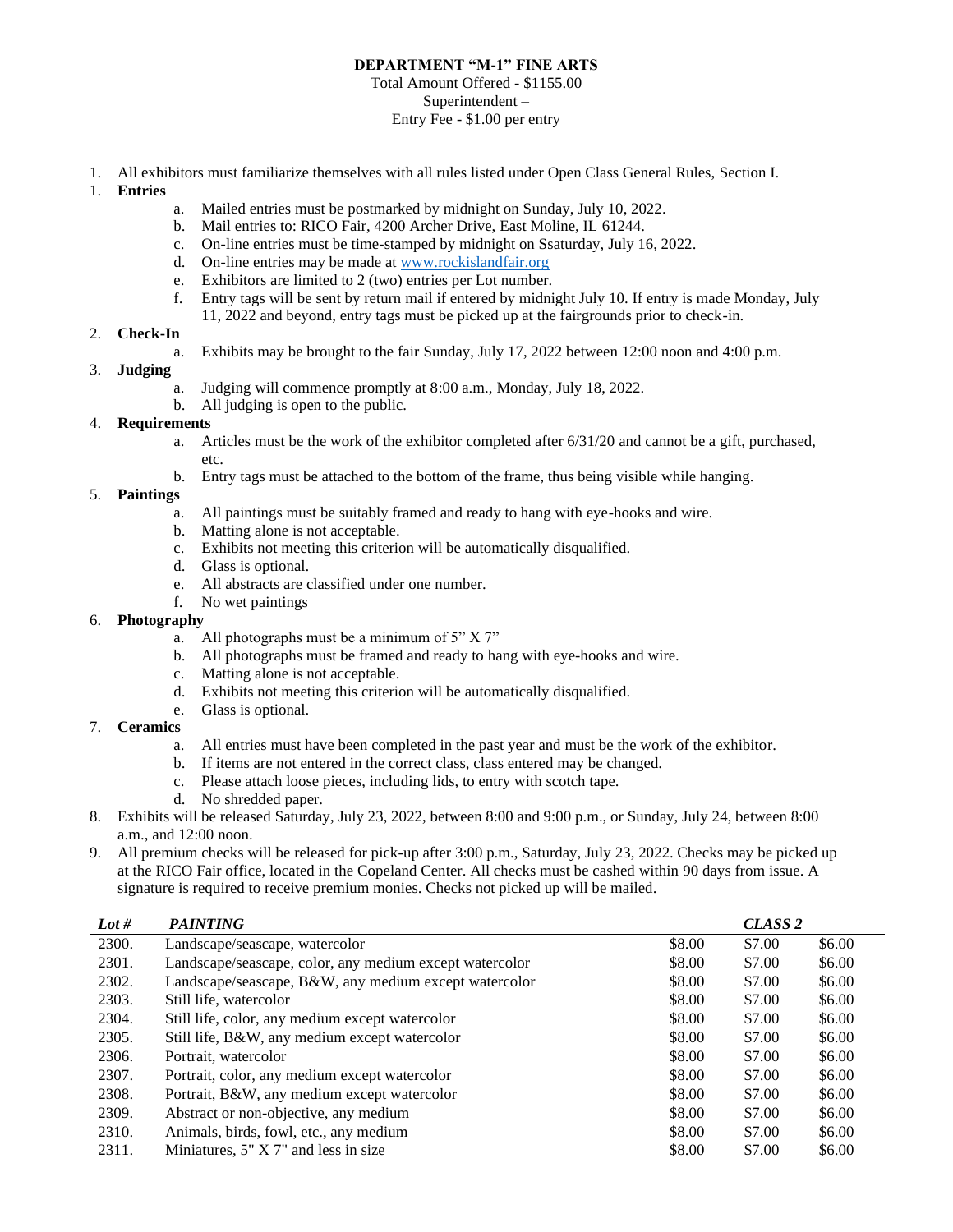# DEPARTMENT "M-1" FINE ARTS

Total Amount Offered - $1155.00
Superintendent –
Entry Fee - $1.00 per entry

1. All exhibitors must familiarize themselves with all rules listed under Open Class General Rules, Section I.
1. **Entries**
   a. Mailed entries must be postmarked by midnight on Sunday, July 10, 2022.
   b. Mail entries to: RICO Fair, 4200 Archer Drive, East Moline, IL 61244.
   c. On-line entries must be time-stamped by midnight on Ssaturday, July 16, 2022.
   d. On-line entries may be made at www.rockislandfair.org
   e. Exhibitors are limited to 2 (two) entries per Lot number.
   f. Entry tags will be sent by return mail if entered by midnight July 10. If entry is made Monday, July 11, 2022 and beyond, entry tags must be picked up at the fairgrounds prior to check-in.
2. **Check-In**
   a. Exhibits may be brought to the fair Sunday, July 17, 2022 between 12:00 noon and 4:00 p.m.
3. **Judging**
   a. Judging will commence promptly at 8:00 a.m., Monday, July 18, 2022.
   b. All judging is open to the public.
4. **Requirements**
   a. Articles must be the work of the exhibitor completed after 6/31/20 and cannot be a gift, purchased, etc.
   b. Entry tags must be attached to the bottom of the frame, thus being visible while hanging.
5. **Paintings**
   a. All paintings must be suitably framed and ready to hang with eye-hooks and wire.
   b. Matting alone is not acceptable.
   c. Exhibits not meeting this criterion will be automatically disqualified.
   d. Glass is optional.
   e. All abstracts are classified under one number.
   f. No wet paintings
6. **Photography**
   a. All photographs must be a minimum of 5" X 7"
   b. All photographs must be framed and ready to hang with eye-hooks and wire.
   c. Matting alone is not acceptable.
   d. Exhibits not meeting this criterion will be automatically disqualified.
   e. Glass is optional.
7. **Ceramics**
   a. All entries must have been completed in the past year and must be the work of the exhibitor.
   b. If items are not entered in the correct class, class entered may be changed.
   c. Please attach loose pieces, including lids, to entry with scotch tape.
   d. No shredded paper.
8. Exhibits will be released Saturday, July 23, 2022, between 8:00 and 9:00 p.m., or Sunday, July 24, between 8:00 a.m., and 12:00 noon.
9. All premium checks will be released for pick-up after 3:00 p.m., Saturday, July 23, 2022. Checks may be picked up at the RICO Fair office, located in the Copeland Center. All checks must be cashed within 90 days from issue. A signature is required to receive premium monies. Checks not picked up will be mailed.

| *Lot #* | *PAINTING* | | *CLASS 2* | |
|---|---|---|---|---|
| 2300. | Landscape/seascape, watercolor | $8.00 | $7.00 | $6.00 |
| 2301. | Landscape/seascape, color, any medium except watercolor | $8.00 | $7.00 | $6.00 |
| 2302. | Landscape/seascape, B&W, any medium except watercolor | $8.00 | $7.00 | $6.00 |
| 2303. | Still life, watercolor | $8.00 | $7.00 | $6.00 |
| 2304. | Still life, color, any medium except watercolor | $8.00 | $7.00 | $6.00 |
| 2305. | Still life, B&W, any medium except watercolor | $8.00 | $7.00 | $6.00 |
| 2306. | Portrait, watercolor | $8.00 | $7.00 | $6.00 |
| 2307. | Portrait, color, any medium except watercolor | $8.00 | $7.00 | $6.00 |
| 2308. | Portrait, B&W, any medium except watercolor | $8.00 | $7.00 | $6.00 |
| 2309. | Abstract or non-objective, any medium | $8.00 | $7.00 | $6.00 |
| 2310. | Animals, birds, fowl, etc., any medium | $8.00 | $7.00 | $6.00 |
| 2311. | Miniatures, 5" X 7" and less in size | $8.00 | $7.00 | $6.00 |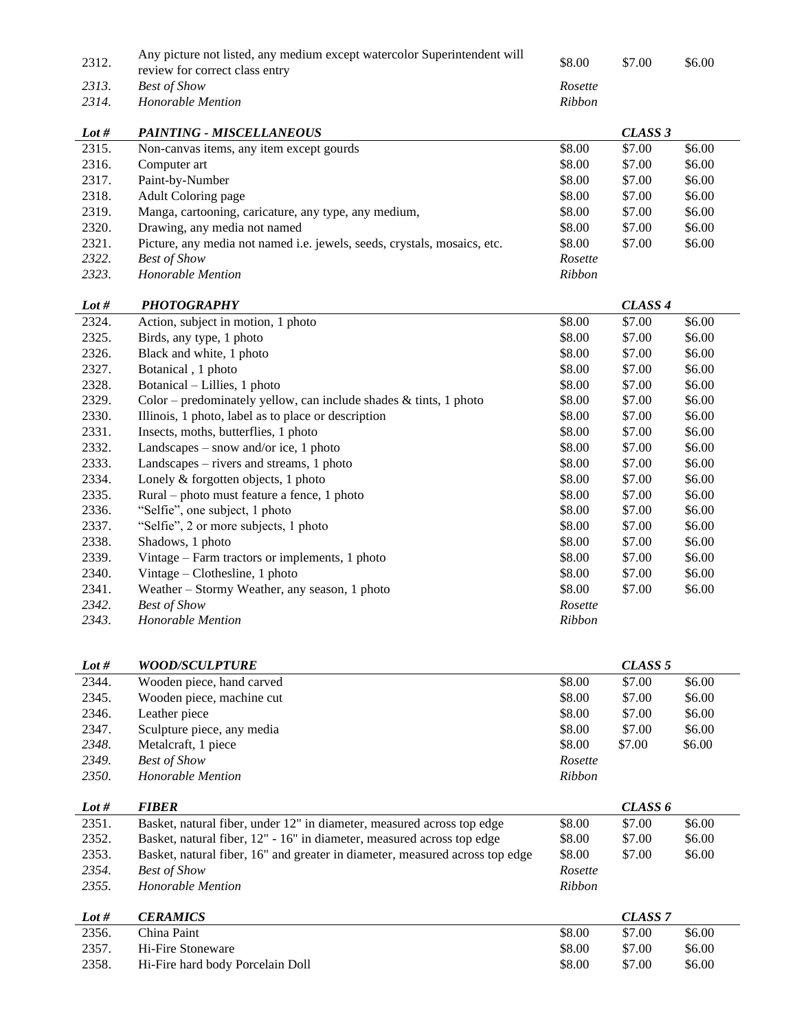| | | | | |
|---|---|---|---|---|
| 2312. | Any picture not listed, any medium except watercolor Superintendent will review for correct class entry | $8.00 | $7.00 | $6.00 |
| *2313.* | *Best of Show* | *Rosette* | | |
| *2314.* | *Honorable Mention* | *Ribbon* | | |

| ***Lot #*** | ***PAINTING - MISCELLANEOUS*** | | ***CLASS 3*** | |
|---|---|---|---|---|
| 2315. | Non-canvas items, any item except gourds | $8.00 | $7.00 | $6.00 |
| 2316. | Computer art | $8.00 | $7.00 | $6.00 |
| 2317. | Paint-by-Number | $8.00 | $7.00 | $6.00 |
| 2318. | Adult Coloring page | $8.00 | $7.00 | $6.00 |
| 2319. | Manga, cartooning, caricature, any type, any medium, | $8.00 | $7.00 | $6.00 |
| 2320. | Drawing, any media not named | $8.00 | $7.00 | $6.00 |
| 2321. | Picture, any media not named i.e. jewels, seeds, crystals, mosaics, etc. | $8.00 | $7.00 | $6.00 |
| *2322.* | *Best of Show* | *Rosette* | | |
| *2323.* | *Honorable Mention* | *Ribbon* | | |

| ***Lot #*** | ***PHOTOGRAPHY*** | | ***CLASS 4*** | |
|---|---|---|---|---|
| 2324. | Action, subject in motion, 1 photo | $8.00 | $7.00 | $6.00 |
| 2325. | Birds, any type, 1 photo | $8.00 | $7.00 | $6.00 |
| 2326. | Black and white, 1 photo | $8.00 | $7.00 | $6.00 |
| 2327. | Botanical , 1 photo | $8.00 | $7.00 | $6.00 |
| 2328. | Botanical – Lillies, 1 photo | $8.00 | $7.00 | $6.00 |
| 2329. | Color – predominately yellow, can include shades & tints, 1 photo | $8.00 | $7.00 | $6.00 |
| 2330. | Illinois, 1 photo, label as to place or description | $8.00 | $7.00 | $6.00 |
| 2331. | Insects, moths, butterflies, 1 photo | $8.00 | $7.00 | $6.00 |
| 2332. | Landscapes – snow and/or ice, 1 photo | $8.00 | $7.00 | $6.00 |
| 2333. | Landscapes – rivers and streams, 1 photo | $8.00 | $7.00 | $6.00 |
| 2334. | Lonely & forgotten objects, 1 photo | $8.00 | $7.00 | $6.00 |
| 2335. | Rural – photo must feature a fence, 1 photo | $8.00 | $7.00 | $6.00 |
| 2336. | "Selfie", one subject, 1 photo | $8.00 | $7.00 | $6.00 |
| 2337. | "Selfie", 2 or more subjects, 1 photo | $8.00 | $7.00 | $6.00 |
| 2338. | Shadows, 1 photo | $8.00 | $7.00 | $6.00 |
| 2339. | Vintage – Farm tractors or implements, 1 photo | $8.00 | $7.00 | $6.00 |
| 2340. | Vintage – Clothesline, 1 photo | $8.00 | $7.00 | $6.00 |
| 2341. | Weather – Stormy Weather, any season, 1 photo | $8.00 | $7.00 | $6.00 |
| *2342.* | *Best of Show* | *Rosette* | | |
| *2343.* | *Honorable Mention* | *Ribbon* | | |

| ***Lot #*** | ***WOOD/SCULPTURE*** | | ***CLASS 5*** | |
|---|---|---|---|---|
| 2344. | Wooden piece, hand carved | $8.00 | $7.00 | $6.00 |
| 2345. | Wooden piece, machine cut | $8.00 | $7.00 | $6.00 |
| 2346. | Leather piece | $8.00 | $7.00 | $6.00 |
| 2347. | Sculpture piece, any media | $8.00 | $7.00 | $6.00 |
| *2348.* | Metalcraft, 1 piece | $8.00 | $7.00 | $6.00 |
| *2349.* | *Best of Show* | *Rosette* | | |
| *2350.* | *Honorable Mention* | *Ribbon* | | |

| ***Lot #*** | ***FIBER*** | | ***CLASS 6*** | |
|---|---|---|---|---|
| 2351. | Basket, natural fiber, under 12" in diameter, measured across top edge | $8.00 | $7.00 | $6.00 |
| 2352. | Basket, natural fiber, 12" - 16" in diameter, measured across top edge | $8.00 | $7.00 | $6.00 |
| 2353. | Basket, natural fiber, 16" and greater in diameter, measured across top edge | $8.00 | $7.00 | $6.00 |
| *2354.* | *Best of Show* | *Rosette* | | |
| *2355.* | *Honorable Mention* | *Ribbon* | | |

| ***Lot #*** | ***CERAMICS*** | | ***CLASS 7*** | |
|---|---|---|---|---|
| 2356. | China Paint | $8.00 | $7.00 | $6.00 |
| 2357. | Hi-Fire Stoneware | $8.00 | $7.00 | $6.00 |
| 2358. | Hi-Fire hard body Porcelain Doll | $8.00 | $7.00 | $6.00 |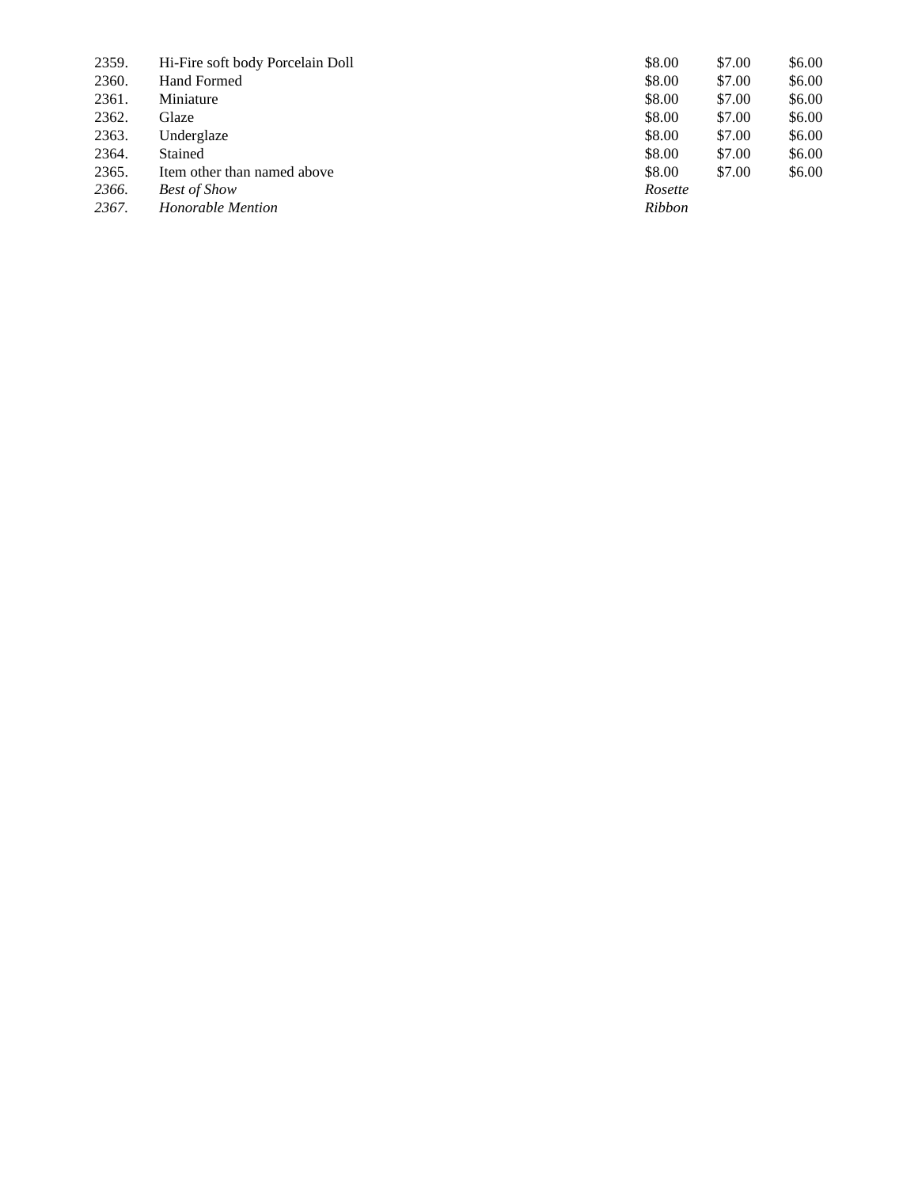| | | | | |
|---|---|---|---|---|
| 2359. | Hi-Fire soft body Porcelain Doll | $8.00 | $7.00 | $6.00 |
| 2360. | Hand Formed | $8.00 | $7.00 | $6.00 |
| 2361. | Miniature | $8.00 | $7.00 | $6.00 |
| 2362. | Glaze | $8.00 | $7.00 | $6.00 |
| 2363. | Underglaze | $8.00 | $7.00 | $6.00 |
| 2364. | Stained | $8.00 | $7.00 | $6.00 |
| 2365. | Item other than named above | $8.00 | $7.00 | $6.00 |
| *2366.* | *Best of Show* | *Rosette* | | |
| *2367.* | *Honorable Mention* | *Ribbon* | | |